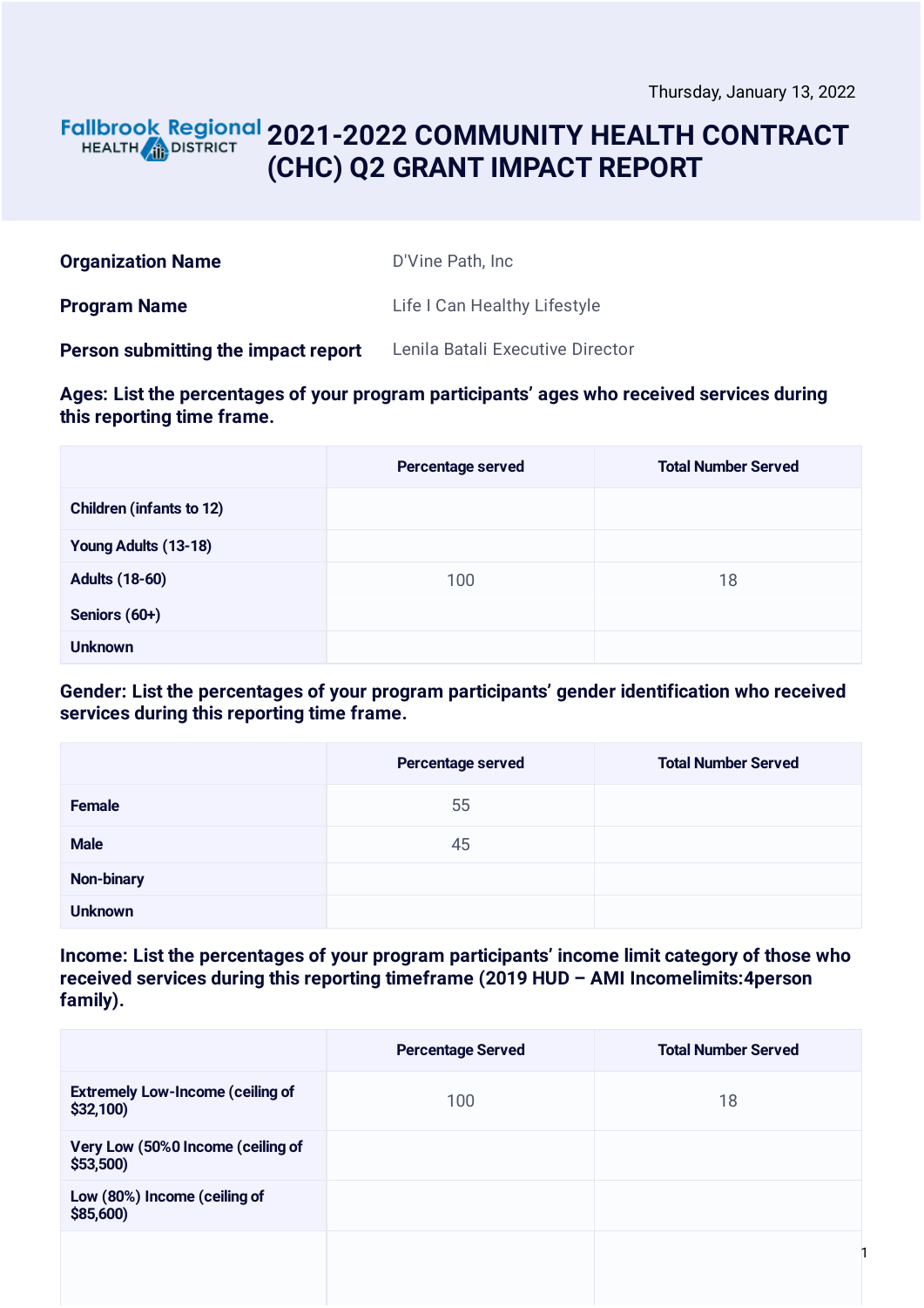Thursday, January 13, 2022

Fallbrook Regional HEALTH DISTRICT

# 2021-2022 COMMUNITY HEALTH CONTRACT (CHC) Q2 GRANT IMPACT REPORT

| | |
|---|---|
| **Organization Name** | D'Vine Path, Inc |
| **Program Name** | Life I Can Healthy Lifestyle |
| **Person submitting the impact report** | Lenila Batali Executive Director |

**Ages: List the percentages of your program participants' ages who received services during this reporting time frame.**

| | Percentage served | Total Number Served |
|---|---|---|
| Children (infants to 12) | | |
| Young Adults (13-18) | | |
| Adults (18-60) | 100 | 18 |
| Seniors (60+) | | |
| Unknown | | |

**Gender: List the percentages of your program participants' gender identification who received services during this reporting time frame.**

| | Percentage served | Total Number Served |
|---|---|---|
| Female | 55 | |
| Male | 45 | |
| Non-binary | | |
| Unknown | | |

**Income: List the percentages of your program participants' income limit category of those who received services during this reporting timeframe (2019 HUD – AMI Incomelimits:4person family).**

| | Percentage Served | Total Number Served |
|---|---|---|
| Extremely Low-Income (ceiling of $32,100) | 100 | 18 |
| Very Low (50%0 Income (ceiling of $53,500) | | |
| Low (80%) Income (ceiling of $85,600) | | |
| | | |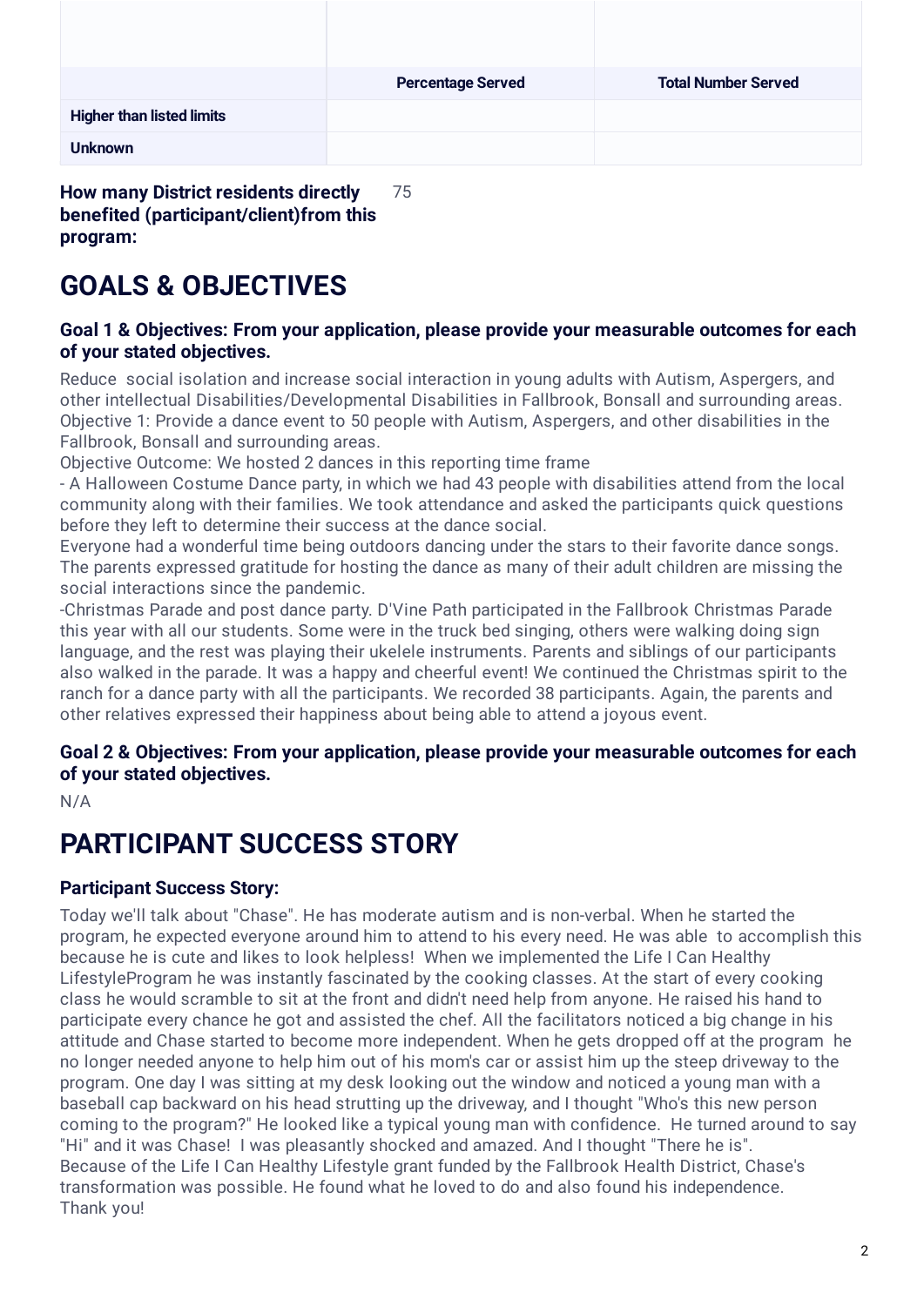| | Percentage Served | Total Number Served |
|---|---|---|
| **Higher than listed limits** | | |
| **Unknown** | | |

**How many District residents directly benefited (participant/client)from this program:** 75

# GOALS & OBJECTIVES

### Goal 1 & Objectives: From your application, please provide your measurable outcomes for each of your stated objectives.

Reduce social isolation and increase social interaction in young adults with Autism, Aspergers, and other intellectual Disabilities/Developmental Disabilities in Fallbrook, Bonsall and surrounding areas.
Objective 1: Provide a dance event to 50 people with Autism, Aspergers, and other disabilities in the Fallbrook, Bonsall and surrounding areas.
Objective Outcome: We hosted 2 dances in this reporting time frame
- A Halloween Costume Dance party, in which we had 43 people with disabilities attend from the local community along with their families. We took attendance and asked the participants quick questions before they left to determine their success at the dance social.
Everyone had a wonderful time being outdoors dancing under the stars to their favorite dance songs. The parents expressed gratitude for hosting the dance as many of their adult children are missing the social interactions since the pandemic.
-Christmas Parade and post dance party. D'Vine Path participated in the Fallbrook Christmas Parade this year with all our students. Some were in the truck bed singing, others were walking doing sign language, and the rest was playing their ukelele instruments. Parents and siblings of our participants also walked in the parade. It was a happy and cheerful event! We continued the Christmas spirit to the ranch for a dance party with all the participants. We recorded 38 participants. Again, the parents and other relatives expressed their happiness about being able to attend a joyous event.

### Goal 2 & Objectives: From your application, please provide your measurable outcomes for each of your stated objectives.

N/A

# PARTICIPANT SUCCESS STORY

### Participant Success Story:

Today we'll talk about "Chase". He has moderate autism and is non-verbal. When he started the program, he expected everyone around him to attend to his every need. He was able to accomplish this because he is cute and likes to look helpless! When we implemented the Life I Can Healthy LifestyleProgram he was instantly fascinated by the cooking classes. At the start of every cooking class he would scramble to sit at the front and didn't need help from anyone. He raised his hand to participate every chance he got and assisted the chef. All the facilitators noticed a big change in his attitude and Chase started to become more independent. When he gets dropped off at the program he no longer needed anyone to help him out of his mom's car or assist him up the steep driveway to the program. One day I was sitting at my desk looking out the window and noticed a young man with a baseball cap backward on his head strutting up the driveway, and I thought "Who's this new person coming to the program?" He looked like a typical young man with confidence. He turned around to say "Hi" and it was Chase! I was pleasantly shocked and amazed. And I thought "There he is".
Because of the Life I Can Healthy Lifestyle grant funded by the Fallbrook Health District, Chase's transformation was possible. He found what he loved to do and also found his independence.
Thank you!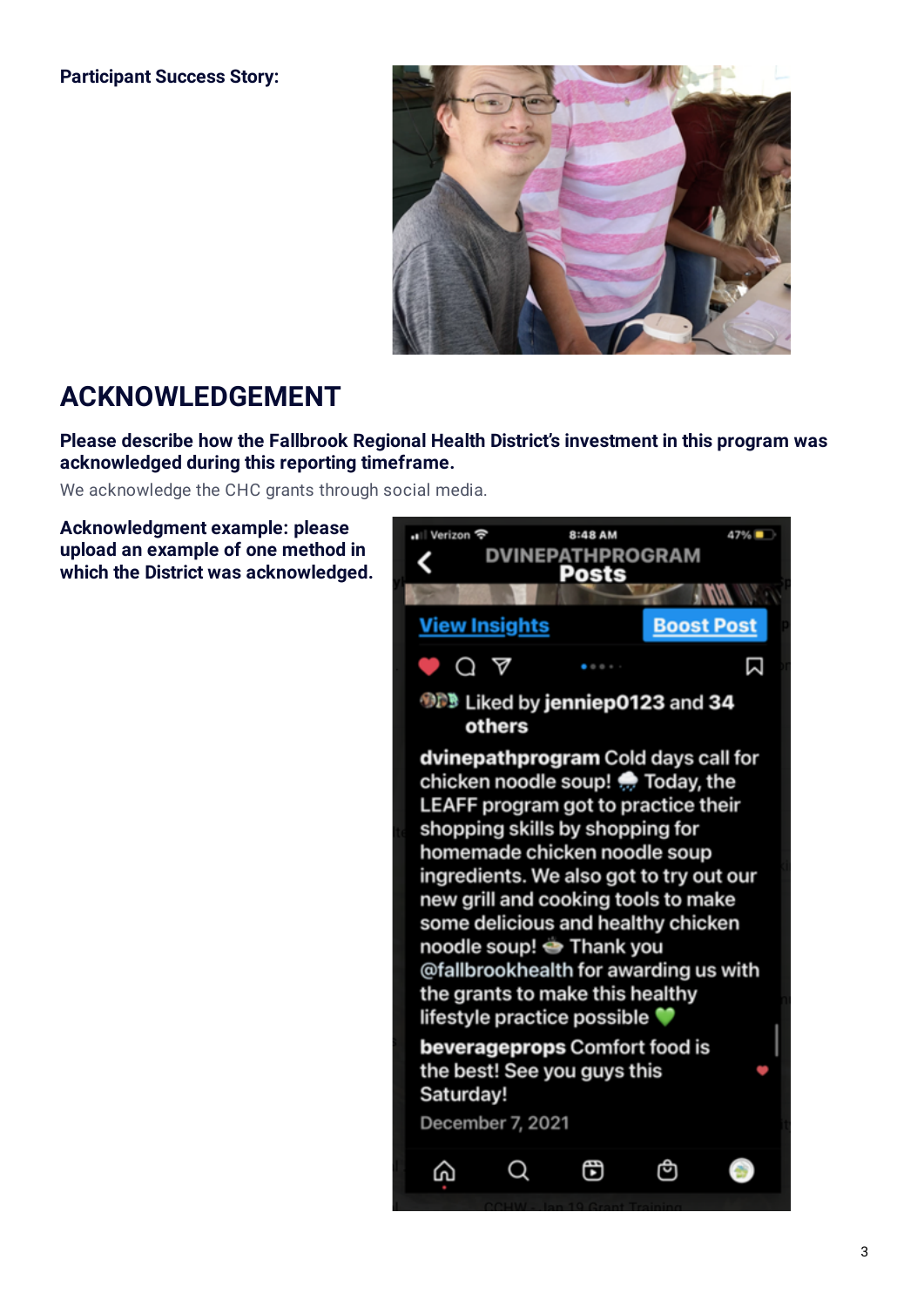**Participant Success Story:**

## ACKNOWLEDGEMENT

**Please describe how the Fallbrook Regional Health District's investment in this program was acknowledged during this reporting timeframe.**

We acknowledge the CHC grants through social media.

**Acknowledgment example: please upload an example of one method in which the District was acknowledged.**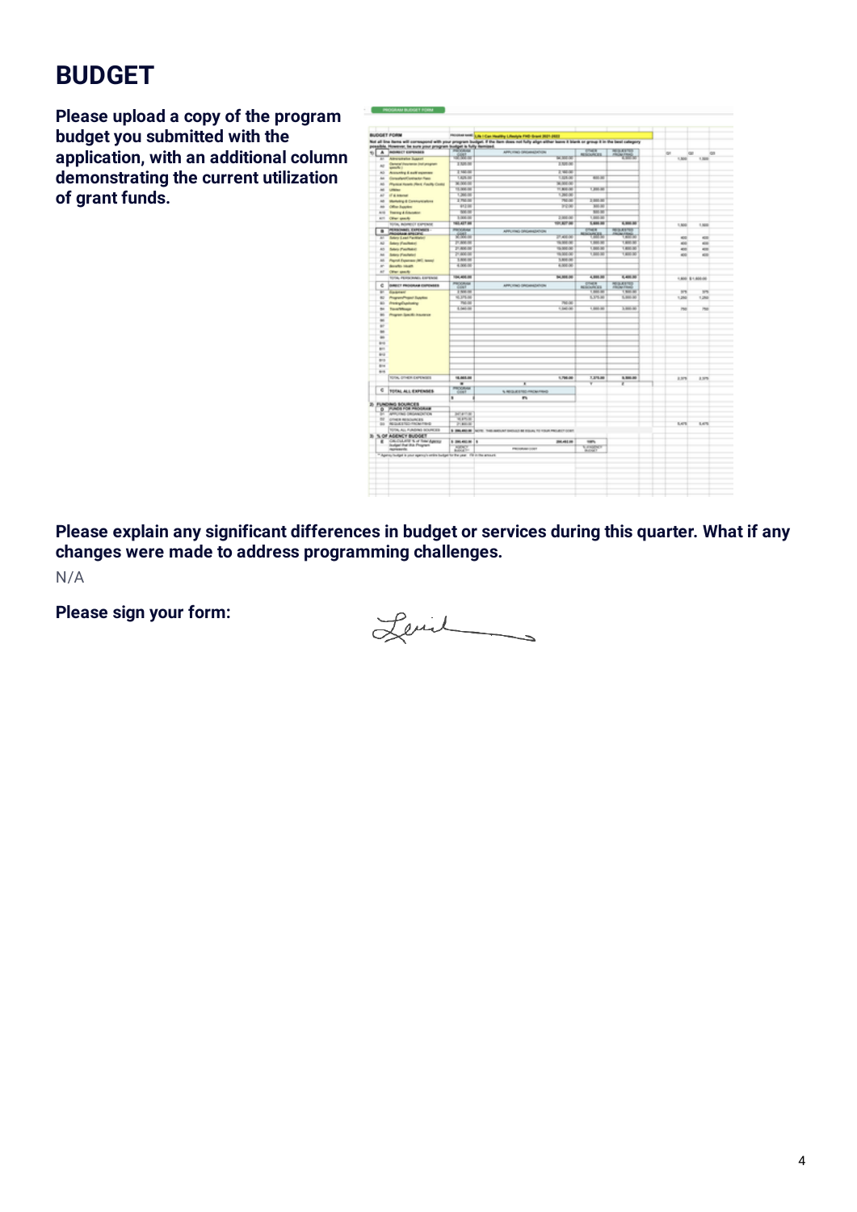# BUDGET

**Please upload a copy of the program budget you submitted with the application, with an additional column demonstrating the current utilization of grant funds.**

**Please explain any significant differences in budget or services during this quarter. What if any changes were made to address programming challenges.**

N/A

**Please sign your form:**